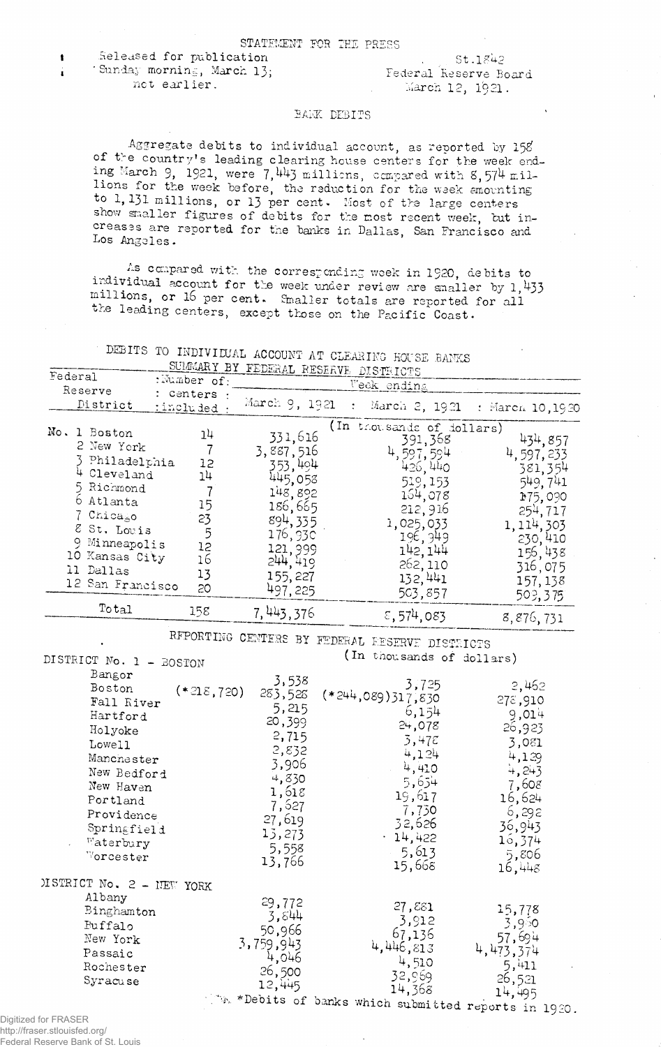STATEMENT FOR THE PRESS

Released for publication Sunday morning, March 13; not earlier.

St.1842
Federal Reserve Board
March 12, 1921.

## BANK DEBITS

Aggregate debits to individual account, as reported by 158 of the country's leading clearing house centers for the week ending March 9, 1921, were 7,443 millions, compared with 8,574 millions for the week before, the reduction for the week amounting to 1,131 millions, or 13 per cent. Most of the large centers show smaller figures of debits for the most recent week, but increases are reported for the banks in Dallas, San Francisco and Los Angeles.

As compared with the corresponding week in 1920, debits to individual account for the week under review are smaller by 1,433 millions, or 16 per cent. Smaller totals are reported for all the leading centers, except those on the Pacific Coast.

### DEBITS TO INDIVIDUAL ACCOUNT AT CLEARING HOUSE BANKS

SUMMARY BY FEDERAL RESERVE DISTRICTS

| Federal Reserve District | Number of centers included | Week ending March 9, 1921 | March 2, 1921 | March 10, 1920 |
|---|---|---|---|---|
| | | (In thousands of dollars) | | |
| No. 1 Boston | 14 | 331,616 | 391,368 | 434,857 |
| 2 New York | 7 | 3,887,516 | 4,597,594 | 4,597,233 |
| 3 Philadelphia | 12 | 353,494 | 426,440 | 381,354 |
| 4 Cleveland | 14 | 445,058 | 519,153 | 549,741 |
| 5 Richmond | 7 | 148,892 | 164,078 | 175,090 |
| 6 Atlanta | 15 | 186,665 | 212,916 | 254,717 |
| 7 Chicago | 23 | 894,335 | 1,025,033 | 1,114,303 |
| 8 St. Louis | 5 | 176,330 | 196,949 | 230,410 |
| 9 Minneapolis | 12 | 121,999 | 142,144 | 156,438 |
| 10 Kansas City | 16 | 244,419 | 262,110 | 316,075 |
| 11 Dallas | 13 | 155,227 | 132,441 | 157,138 |
| 12 San Francisco | 20 | 497,225 | 503,857 | 509,375 |
| Total | 158 | 7,443,376 | 8,574,083 | 8,876,731 |

### REPORTING CENTERS BY FEDERAL RESERVE DISTRICTS

(In thousands of dollars)

| | March 9, 1921 | March 2, 1921 | March 10, 1920 |
|---|---|---|---|
| **DISTRICT No. 1 - BOSTON** | | | |
| Bangor | 3,538 | 3,725 | 2,462 |
| Boston | (*218,720) 283,528 | (*244,089) 317,830 | 278,910 |
| Fall River | 5,215 | 6,154 | 9,014 |
| Hartford | 20,399 | 24,078 | 26,923 |
| Holyoke | 2,715 | 3,478 | 3,081 |
| Lowell | 2,832 | 4,124 | 4,139 |
| Manchester | 3,906 | 4,410 | 4,243 |
| New Bedford | 4,830 | 5,654 | 7,608 |
| New Haven | 1,618 | 19,617 | 16,624 |
| Portland | 7,627 | 7,730 | 6,292 |
| Providence | 27,619 | 32,626 | 36,943 |
| Springfield | 13,273 | 14,422 | 16,374 |
| Waterbury | 5,558 | 5,613 | 5,806 |
| Worcester | 13,766 | 15,668 | 16,448 |
| **DISTRICT No. 2 - NEW YORK** | | | |
| Albany | 29,772 | 27,881 | 15,778 |
| Binghamton | 3,844 | 3,912 | 3,950 |
| Buffalo | 50,966 | 67,136 | 57,694 |
| New York | 3,759,943 | 4,446,813 | 4,473,374 |
| Passaic | 4,046 | 4,510 | 5,411 |
| Rochester | 26,500 | 32,969 | 26,521 |
| Syracuse | 12,445 | 14,368 | 14,495 |

*Debits of banks which submitted reports in 1920.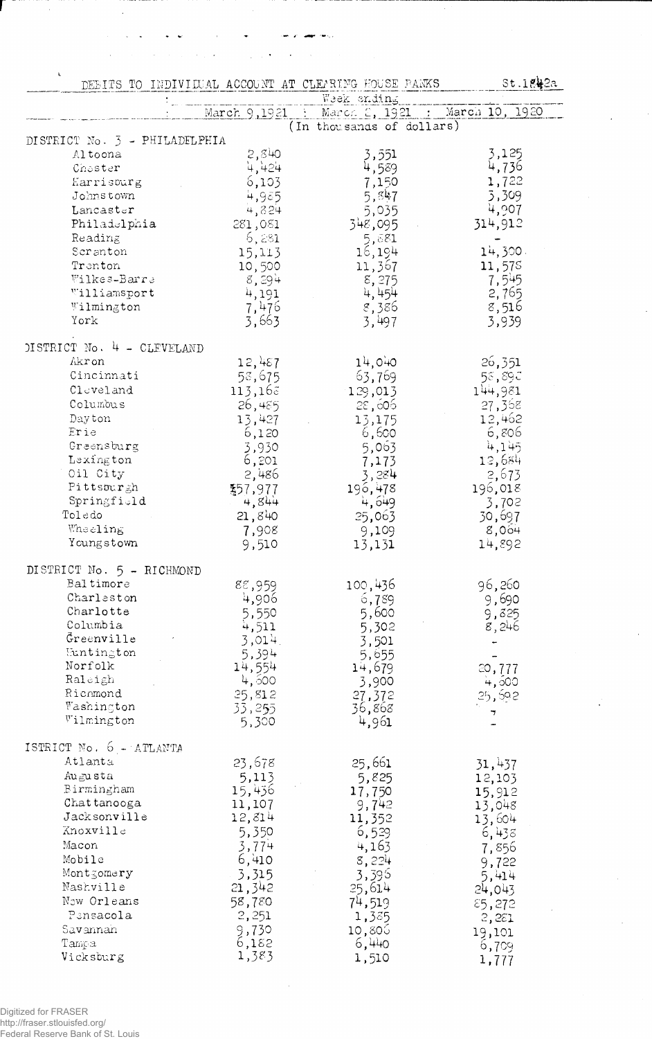DEBITS TO INDIVIDUAL ACCOUNT AT CLEARING HOUSE BANKS St.1842a

| | Week ending | | |
|---|---|---|---|
| | March 9,1921 | March 2, 1921 | March 10, 1920 |
| | (In thousands of dollars) | | |
| **DISTRICT No. 3 - PHILADELPHIA** | | | |
| Altoona | 2,840 | 3,551 | 3,125 |
| Chester | 4,424 | 4,589 | 4,736 |
| Harrisburg | 6,103 | 7,150 | 1,722 |
| Johnstown | 4,965 | 5,847 | 3,309 |
| Lancaster | 4,824 | 5,035 | 4,907 |
| Philadelphia | 281,081 | 348,095 | 314,912 |
| Reading | 6,281 | 5,881 | - |
| Scranton | 15,113 | 16,194 | 14,300 |
| Trenton | 10,500 | 11,367 | 11,578 |
| Wilkes-Barre | 8,894 | 8,275 | 7,545 |
| Williamsport | 4,191 | 4,454 | 2,765 |
| Wilmington | 7,476 | 8,386 | 8,516 |
| York | 3,663 | 3,497 | 3,939 |
| **DISTRICT No. 4 - CLEVELAND** | | | |
| Akron | 12,487 | 14,040 | 26,351 |
| Cincinnati | 58,675 | 63,769 | 58,890 |
| Cleveland | 113,168 | 129,013 | 144,981 |
| Columbus | 26,485 | 28,606 | 27,368 |
| Dayton | 13,427 | 13,175 | 12,462 |
| Erie | 6,120 | 6,600 | 6,806 |
| Greensburg | 3,930 | 5,063 | 4,145 |
| Lexington | 6,201 | 7,173 | 12,684 |
| Oil City | 2,486 | 3,284 | 2,673 |
| Pittsburgh | 157,977 | 196,478 | 196,018 |
| Springfield | 4,844 | 4,649 | 3,702 |
| Toledo | 21,840 | 25,063 | 30,697 |
| Wheeling | 7,908 | 9,109 | 8,064 |
| Youngstown | 9,510 | 13,131 | 14,892 |
| **DISTRICT No. 5 - RICHMOND** | | | |
| Baltimore | 88,959 | 100,436 | 96,260 |
| Charleston | 4,906 | 6,789 | 9,690 |
| Charlotte | 5,550 | 5,600 | 9,825 |
| Columbia | 4,511 | 5,302 | 8,246 |
| Greenville | 3,014 | 3,501 | - |
| Huntington | 5,394 | 5,655 | - |
| Norfolk | 14,554 | 14,679 | 20,777 |
| Raleigh | 4,600 | 3,900 | 4,600 |
| Richmond | 25,812 | 27,372 | 25,692 |
| Washington | 33,255 | 36,868 | - |
| Wilmington | 5,300 | 4,961 | - |
| **DISTRICT No. 6 - ATLANTA** | | | |
| Atlanta | 23,678 | 25,661 | 31,437 |
| Augusta | 5,113 | 5,825 | 12,103 |
| Birmingham | 15,436 | 17,750 | 15,912 |
| Chattanooga | 11,107 | 9,742 | 13,048 |
| Jacksonville | 12,814 | 11,352 | 13,604 |
| Knoxville | 5,350 | 6,529 | 6,438 |
| Macon | 3,774 | 4,163 | 7,856 |
| Mobile | 6,410 | 8,224 | 9,722 |
| Montgomery | 3,315 | 3,396 | 5,414 |
| Nashville | 21,342 | 25,614 | 24,043 |
| New Orleans | 58,780 | 74,519 | 85,272 |
| Pensacola | 2,251 | 1,385 | 2,281 |
| Savannah | 9,730 | 10,806 | 19,101 |
| Tampa | 6,182 | 6,440 | 6,709 |
| Vicksburg | 1,383 | 1,510 | 1,777 |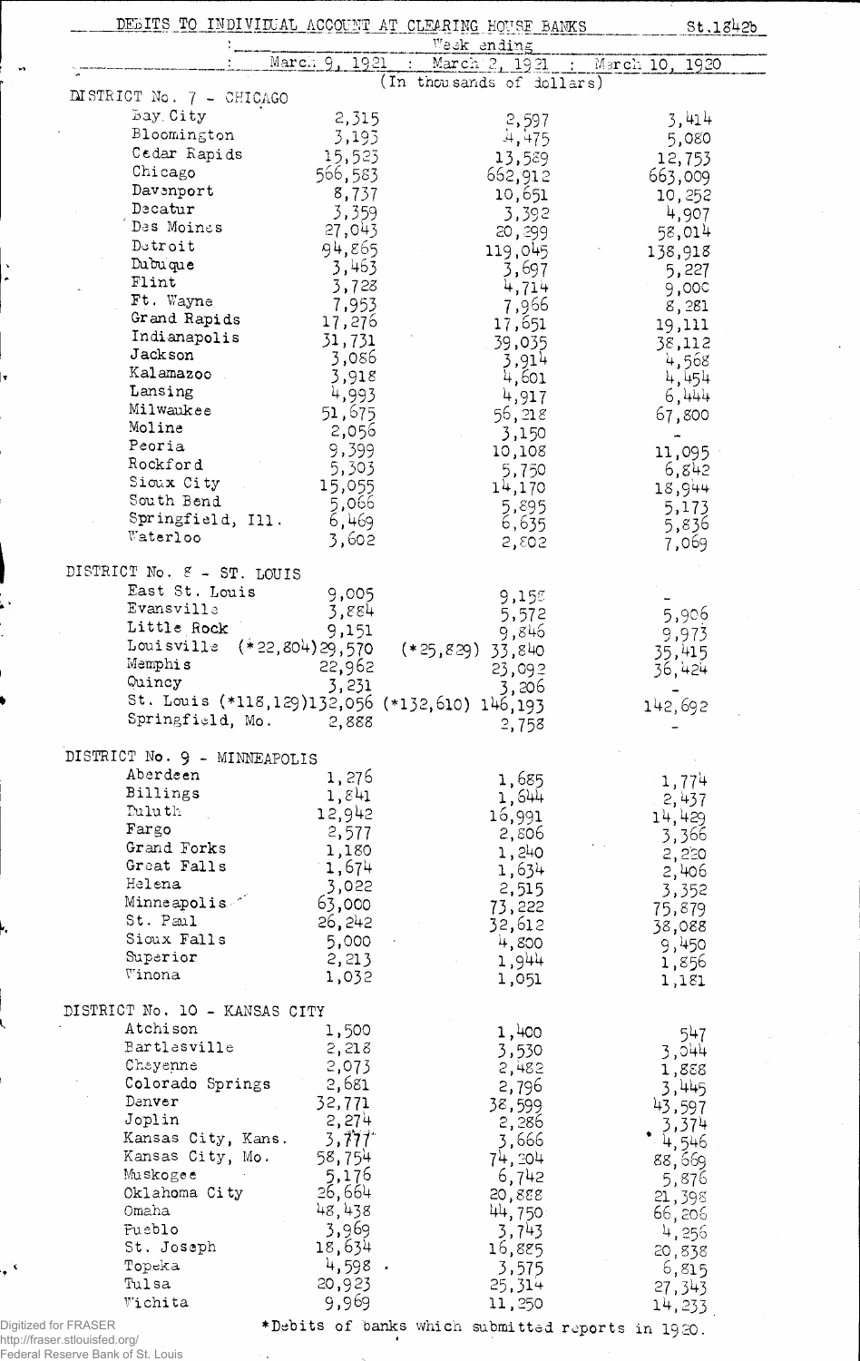DEBITS TO INDIVIDUAL ACCOUNT AT CLEARING HOUSE BANKS St.1842b

| | Week ending | | |
|---|---|---|---|
| | March 9, 1921 | March 2, 1921 | March 10, 1920 |
| | (In thousands of dollars) | | |
| **DISTRICT No. 7 - CHICAGO** | | | |
| Bay City | 2,315 | 2,597 | 3,414 |
| Bloomington | 3,193 | 4,475 | 5,080 |
| Cedar Rapids | 15,523 | 13,589 | 12,753 |
| Chicago | 566,583 | 662,912 | 663,009 |
| Davenport | 8,737 | 10,651 | 10,252 |
| Decatur | 3,359 | 3,392 | 4,907 |
| Des Moines | 27,043 | 20,299 | 58,014 |
| Detroit | 94,865 | 119,045 | 138,918 |
| Dubuque | 3,463 | 3,697 | 5,227 |
| Flint | 3,728 | 4,714 | 9,000 |
| Ft. Wayne | 7,953 | 7,966 | 8,281 |
| Grand Rapids | 17,276 | 17,651 | 19,111 |
| Indianapolis | 31,731 | 39,035 | 38,112 |
| Jackson | 3,086 | 3,914 | 4,568 |
| Kalamazoo | 3,918 | 4,601 | 4,454 |
| Lansing | 4,993 | 4,917 | 6,444 |
| Milwaukee | 51,675 | 56,218 | 67,800 |
| Moline | 2,056 | 3,150 | - |
| Peoria | 9,399 | 10,108 | 11,095 |
| Rockford | 5,303 | 5,750 | 6,842 |
| Sioux City | 15,055 | 14,170 | 18,944 |
| South Bend | 5,066 | 5,895 | 5,173 |
| Springfield, Ill. | 6,469 | 6,635 | 5,836 |
| Waterloo | 3,602 | 2,802 | 7,069 |
| **DISTRICT No. 8 - ST. LOUIS** | | | |
| East St. Louis | 9,005 | 9,158 | - |
| Evansville | 3,884 | 5,572 | 5,906 |
| Little Rock | 9,151 | 9,846 | 9,973 |
| Louisville | (*22,804) 29,570 | (*25,829) 33,840 | 35,415 |
| Memphis | 22,962 | 23,092 | 36,424 |
| Quincy | 3,231 | 3,206 | - |
| St. Louis | (*118,129) 132,056 | (*132,610) 146,193 | 142,692 |
| Springfield, Mo. | 2,888 | 2,758 | - |
| **DISTRICT No. 9 - MINNEAPOLIS** | | | |
| Aberdeen | 1,276 | 1,685 | 1,774 |
| Billings | 1,841 | 1,644 | 2,437 |
| Duluth | 12,942 | 16,991 | 14,429 |
| Fargo | 2,577 | 2,806 | 3,366 |
| Grand Forks | 1,180 | 1,240 | 2,220 |
| Great Falls | 1,674 | 1,634 | 2,406 |
| Helena | 3,022 | 2,515 | 3,352 |
| Minneapolis | 63,000 | 73,222 | 75,879 |
| St. Paul | 26,242 | 32,612 | 38,088 |
| Sioux Falls | 5,000 | 4,800 | 9,450 |
| Superior | 2,213 | 1,944 | 1,856 |
| Winona | 1,032 | 1,051 | 1,181 |
| **DISTRICT No. 10 - KANSAS CITY** | | | |
| Atchison | 1,500 | 1,400 | 547 |
| Bartlesville | 2,218 | 3,530 | 3,044 |
| Cheyenne | 2,073 | 2,482 | 1,888 |
| Colorado Springs | 2,681 | 2,796 | 3,445 |
| Denver | 32,771 | 38,599 | 43,597 |
| Joplin | 2,274 | 2,286 | 3,374 |
| Kansas City, Kans. | 3,777 | 3,666 | 4,546 |
| Kansas City, Mo. | 58,754 | 74,204 | 88,669 |
| Muskogee | 5,176 | 6,742 | 5,876 |
| Oklahoma City | 26,664 | 20,888 | 21,398 |
| Omaha | 48,438 | 44,750 | 66,206 |
| Pueblo | 3,969 | 3,743 | 4,256 |
| St. Joseph | 18,634 | 16,885 | 20,838 |
| Topeka | 4,598 | 3,575 | 6,815 |
| Tulsa | 20,923 | 25,314 | 27,343 |
| Wichita | 9,969 | 11,250 | 14,233 |

*Debits of banks which submitted reports in 1920.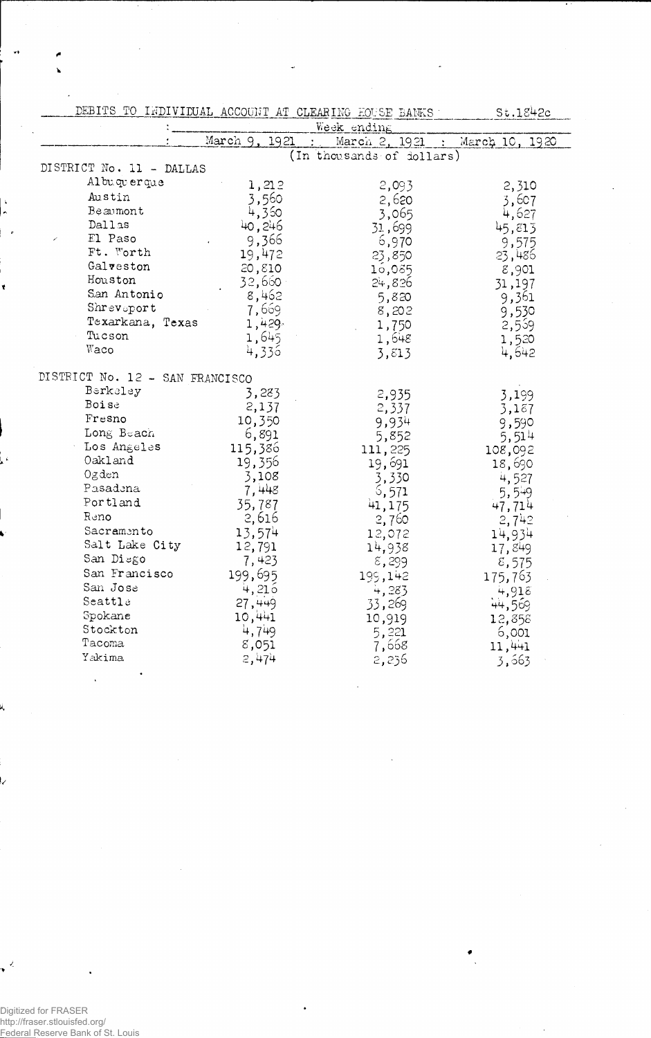DEBITS TO INDIVIDUAL ACCOUNT AT CLEARING HOUSE BANKS St.1842c

| | Week ending | | |
|---|---|---|---|
| | March 9, 1921 | March 2, 1921 | March 10, 1920 |
| | (In thousands of dollars) | | |
| **DISTRICT No. 11 - DALLAS** | | | |
| Albuquerque | 1,212 | 2,093 | 2,310 |
| Austin | 3,560 | 2,620 | 3,607 |
| Beaumont | 4,360 | 3,065 | 4,627 |
| Dallas | 40,246 | 31,699 | 45,815 |
| El Paso | 9,366 | 6,970 | 9,575 |
| Ft. Worth | 19,472 | 23,850 | 23,486 |
| Galveston | 20,810 | 16,085 | 8,901 |
| Houston | 32,660 | 24,826 | 31,197 |
| San Antonio | 8,462 | 5,820 | 9,361 |
| Shreveport | 7,669 | 8,202 | 9,530 |
| Texarkana, Texas | 1,429 | 1,750 | 2,569 |
| Tucson | 1,645 | 1,648 | 1,520 |
| Waco | 4,336 | 3,813 | 4,642 |
| **DISTRICT No. 12 - SAN FRANCISCO** | | | |
| Berkeley | 3,283 | 2,935 | 3,199 |
| Boise | 2,137 | 2,337 | 3,187 |
| Fresno | 10,350 | 9,934 | 9,590 |
| Long Beach | 6,891 | 5,852 | 5,514 |
| Los Angeles | 115,386 | 111,225 | 108,092 |
| Oakland | 19,356 | 19,691 | 18,690 |
| Ogden | 3,108 | 3,330 | 4,527 |
| Pasadena | 7,448 | 6,571 | 5,549 |
| Portland | 35,787 | 41,175 | 47,714 |
| Reno | 2,616 | 2,760 | 2,742 |
| Sacramento | 13,574 | 12,072 | 14,934 |
| Salt Lake City | 12,791 | 14,938 | 17,849 |
| San Diego | 7,423 | 8,299 | 8,575 |
| San Francisco | 199,695 | 199,142 | 175,763 |
| San Jose | 4,216 | 4,283 | 4,918 |
| Seattle | 27,449 | 33,269 | 44,569 |
| Spokane | 10,441 | 10,919 | 12,858 |
| Stockton | 4,749 | 5,221 | 6,001 |
| Tacoma | 8,051 | 7,668 | 11,441 |
| Yakima | 2,474 | 2,256 | 3,363 |